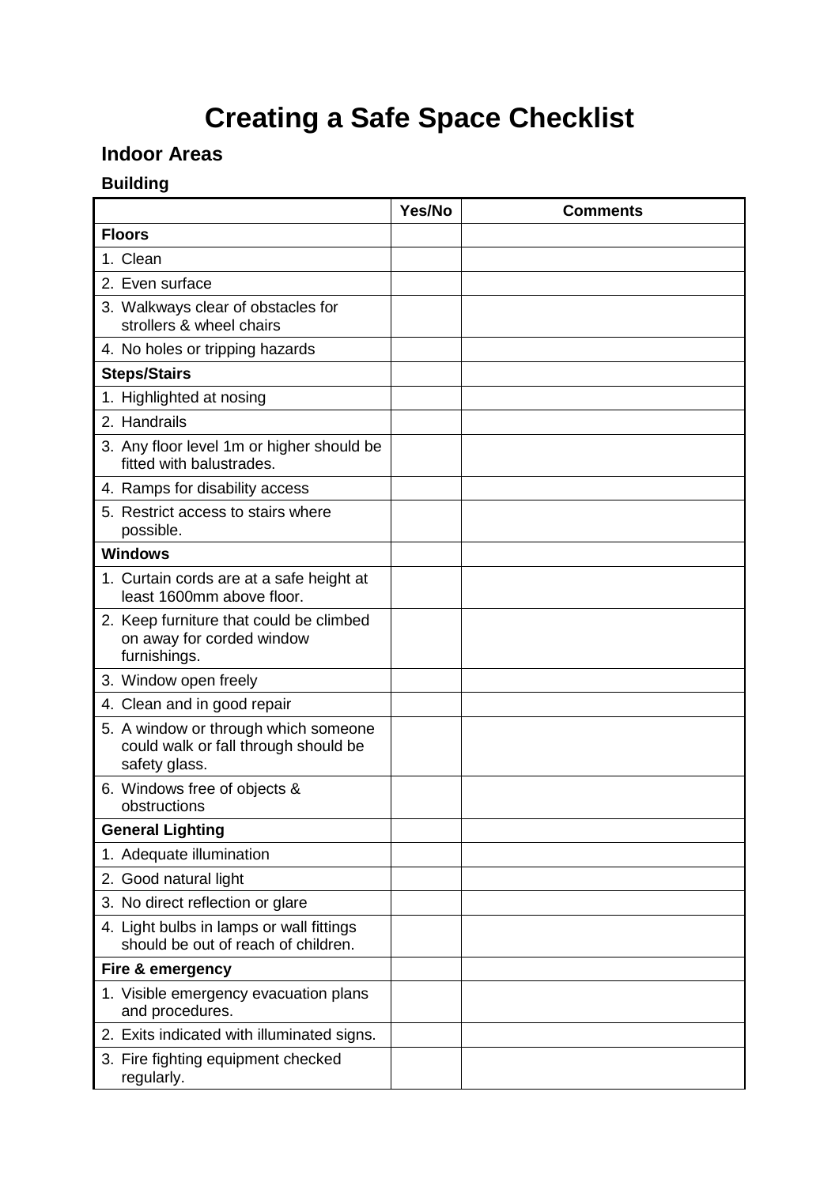# Creating a Safe Space Checklist

## Indoor Areas

### Building

| | Yes/No | Comments |
|---|---|---|
| **Floors** | | |
| 1. Clean | | |
| 2. Even surface | | |
| 3. Walkways clear of obstacles for strollers & wheel chairs | | |
| 4. No holes or tripping hazards | | |
| **Steps/Stairs** | | |
| 1. Highlighted at nosing | | |
| 2. Handrails | | |
| 3. Any floor level 1m or higher should be fitted with balustrades. | | |
| 4. Ramps for disability access | | |
| 5. Restrict access to stairs where possible. | | |
| **Windows** | | |
| 1. Curtain cords are at a safe height at least 1600mm above floor. | | |
| 2. Keep furniture that could be climbed on away for corded window furnishings. | | |
| 3. Window open freely | | |
| 4. Clean and in good repair | | |
| 5. A window or through which someone could walk or fall through should be safety glass. | | |
| 6. Windows free of objects & obstructions | | |
| **General Lighting** | | |
| 1. Adequate illumination | | |
| 2. Good natural light | | |
| 3. No direct reflection or glare | | |
| 4. Light bulbs in lamps or wall fittings should be out of reach of children. | | |
| **Fire & emergency** | | |
| 1. Visible emergency evacuation plans and procedures. | | |
| 2. Exits indicated with illuminated signs. | | |
| 3. Fire fighting equipment checked regularly. | | |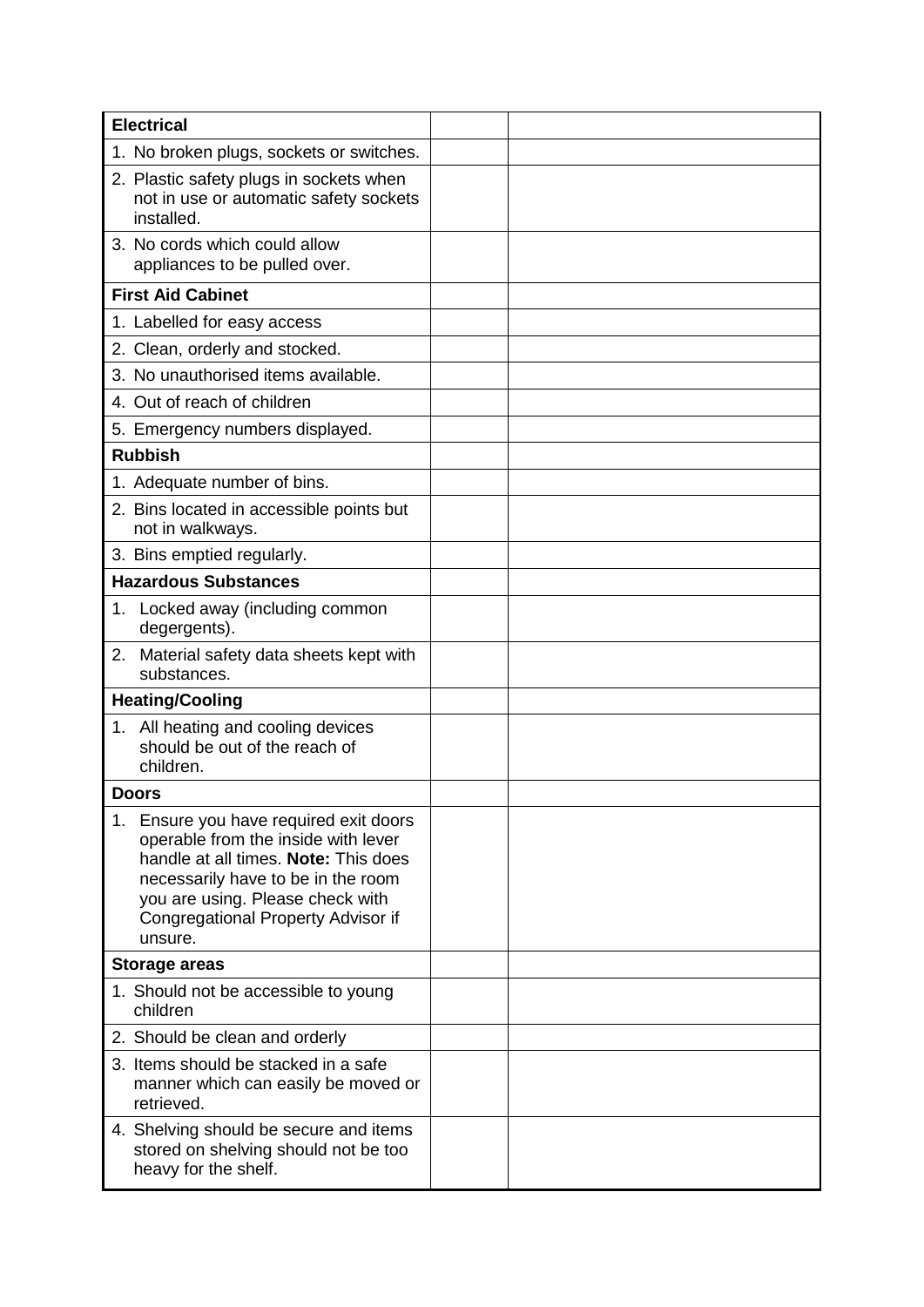| **Electrical** | | |
|---|---|---|
| 1. No broken plugs, sockets or switches. | | |
| 2. Plastic safety plugs in sockets when not in use or automatic safety sockets installed. | | |
| 3. No cords which could allow appliances to be pulled over. | | |
| **First Aid Cabinet** | | |
| 1. Labelled for easy access | | |
| 2. Clean, orderly and stocked. | | |
| 3. No unauthorised items available. | | |
| 4. Out of reach of children | | |
| 5. Emergency numbers displayed. | | |
| **Rubbish** | | |
| 1. Adequate number of bins. | | |
| 2. Bins located in accessible points but not in walkways. | | |
| 3. Bins emptied regularly. | | |
| **Hazardous Substances** | | |
| 1. Locked away (including common degergents). | | |
| 2. Material safety data sheets kept with substances. | | |
| **Heating/Cooling** | | |
| 1. All heating and cooling devices should be out of the reach of children. | | |
| **Doors** | | |
| 1. Ensure you have required exit doors operable from the inside with lever handle at all times. **Note:** This does necessarily have to be in the room you are using. Please check with Congregational Property Advisor if unsure. | | |
| **Storage areas** | | |
| 1. Should not be accessible to young children | | |
| 2. Should be clean and orderly | | |
| 3. Items should be stacked in a safe manner which can easily be moved or retrieved. | | |
| 4. Shelving should be secure and items stored on shelving should not be too heavy for the shelf. | | |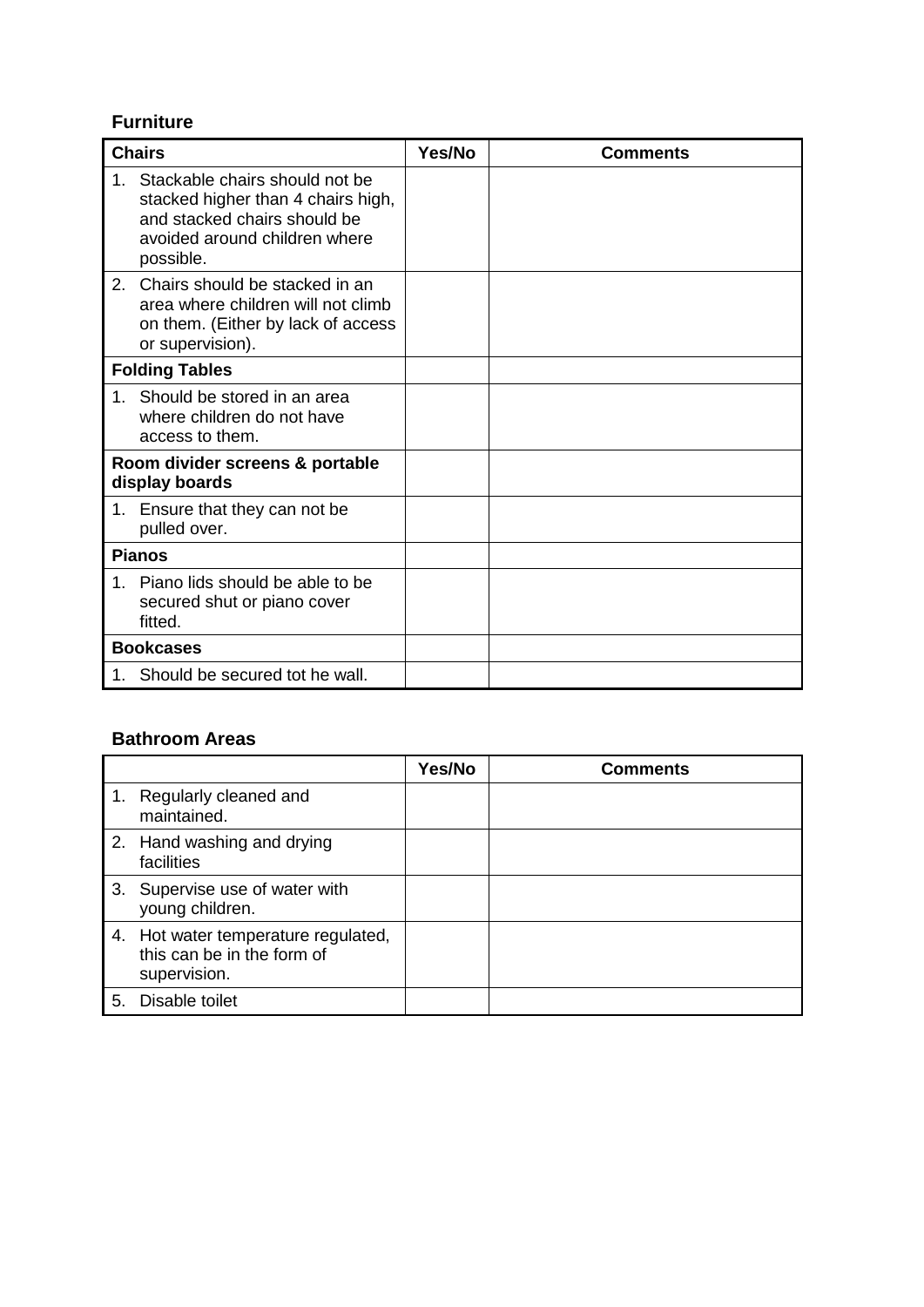### Furniture

| Chairs | Yes/No | Comments |
|---|---|---|
| 1. Stackable chairs should not be stacked higher than 4 chairs high, and stacked chairs should be avoided around children where possible. | | |
| 2. Chairs should be stacked in an area where children will not climb on them. (Either by lack of access or supervision). | | |
| **Folding Tables** | | |
| 1. Should be stored in an area where children do not have access to them. | | |
| **Room divider screens & portable display boards** | | |
| 1. Ensure that they can not be pulled over. | | |
| **Pianos** | | |
| 1. Piano lids should be able to be secured shut or piano cover fitted. | | |
| **Bookcases** | | |
| 1. Should be secured tot he wall. | | |

### Bathroom Areas

| | Yes/No | Comments |
|---|---|---|
| 1. Regularly cleaned and maintained. | | |
| 2. Hand washing and drying facilities | | |
| 3. Supervise use of water with young children. | | |
| 4. Hot water temperature regulated, this can be in the form of supervision. | | |
| 5. Disable toilet | | |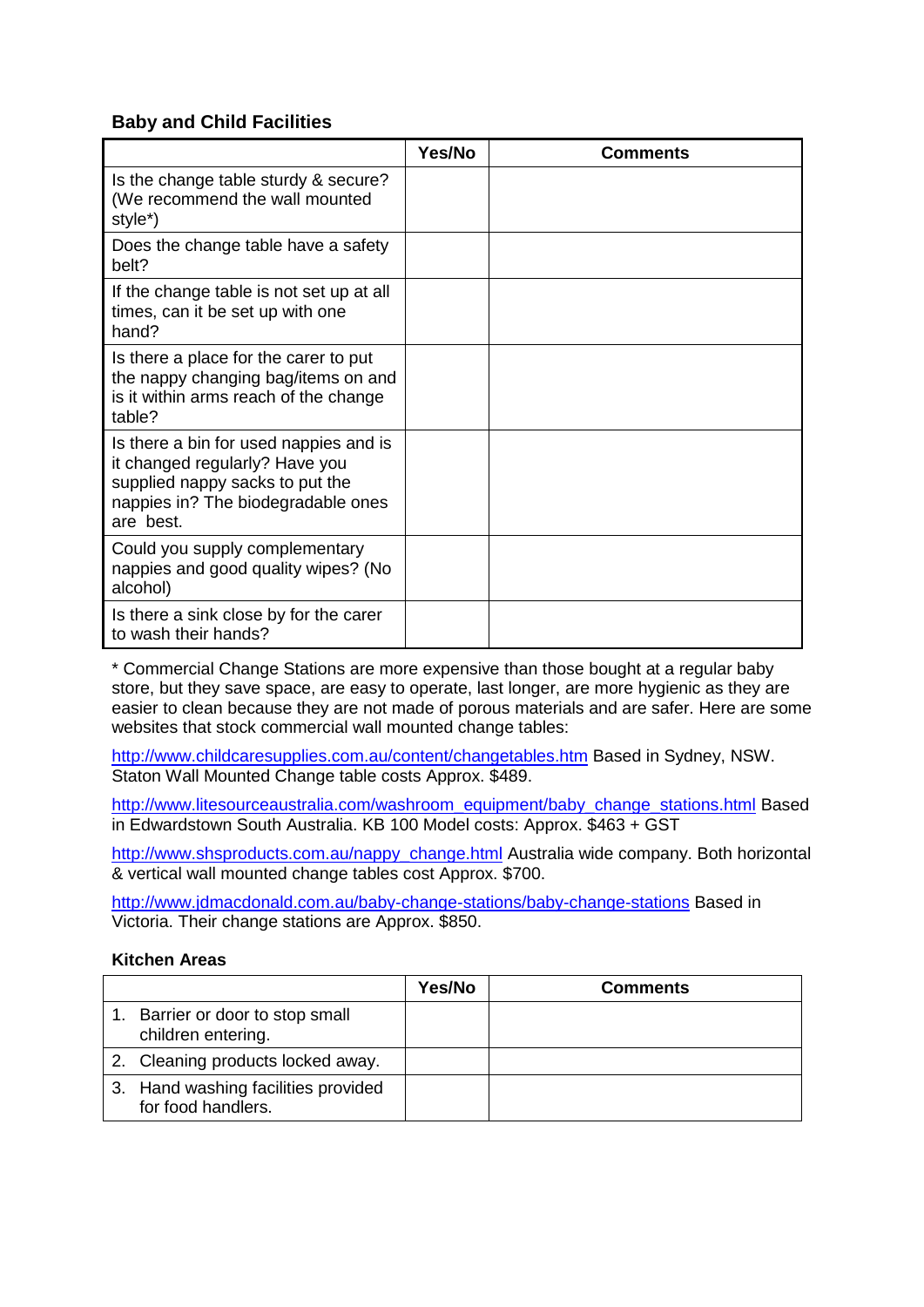### Baby and Child Facilities

| | Yes/No | Comments |
|---|---|---|
| Is the change table sturdy & secure? (We recommend the wall mounted style*) | | |
| Does the change table have a safety belt? | | |
| If the change table is not set up at all times, can it be set up with one hand? | | |
| Is there a place for the carer to put the nappy changing bag/items on and is it within arms reach of the change table? | | |
| Is there a bin for used nappies and is it changed regularly? Have you supplied nappy sacks to put the nappies in? The biodegradable ones are best. | | |
| Could you supply complementary nappies and good quality wipes? (No alcohol) | | |
| Is there a sink close by for the carer to wash their hands? | | |

* Commercial Change Stations are more expensive than those bought at a regular baby store, but they save space, are easy to operate, last longer, are more hygienic as they are easier to clean because they are not made of porous materials and are safer. Here are some websites that stock commercial wall mounted change tables:

http://www.childcaresupplies.com.au/content/changetables.htm Based in Sydney, NSW. Staton Wall Mounted Change table costs Approx. $489.

http://www.litesourceaustralia.com/washroom_equipment/baby_change_stations.html Based in Edwardstown South Australia. KB 100 Model costs: Approx. $463 + GST

http://www.shsproducts.com.au/nappy_change.html Australia wide company. Both horizontal & vertical wall mounted change tables cost Approx. $700.

http://www.jdmacdonald.com.au/baby-change-stations/baby-change-stations Based in Victoria. Their change stations are Approx. $850.

### Kitchen Areas

| | Yes/No | Comments |
|---|---|---|
| 1. Barrier or door to stop small children entering. | | |
| 2. Cleaning products locked away. | | |
| 3. Hand washing facilities provided for food handlers. | | |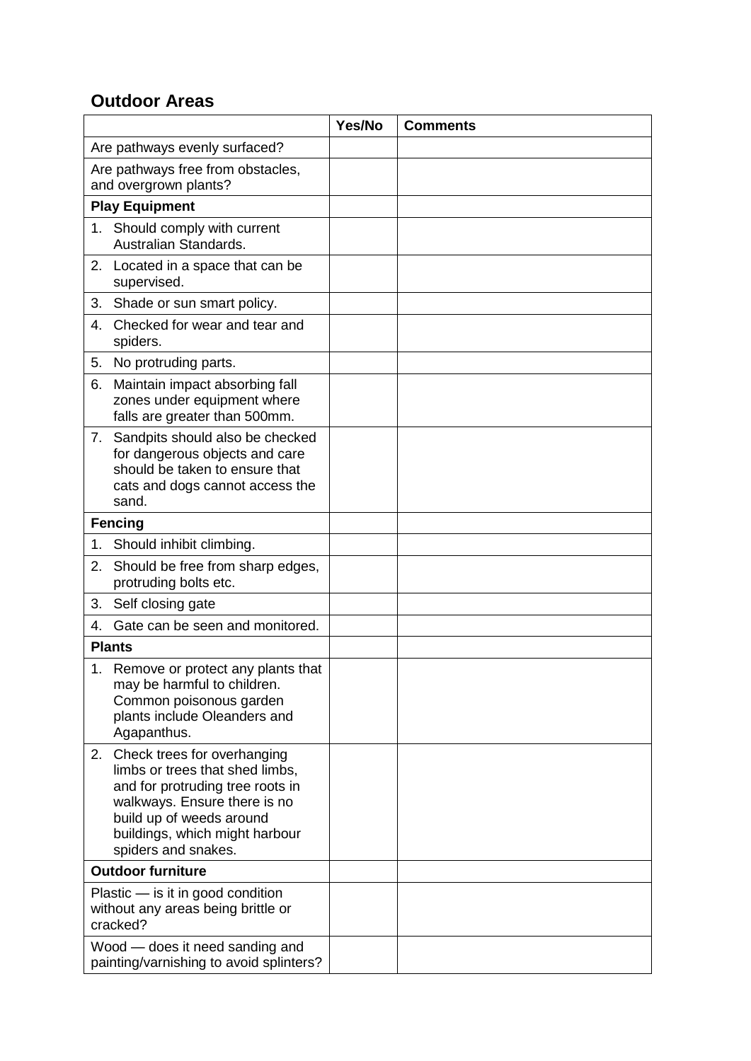## Outdoor Areas

| | Yes/No | Comments |
|---|---|---|
| Are pathways evenly surfaced? | | |
| Are pathways free from obstacles, and overgrown plants? | | |
| **Play Equipment** | | |
| 1. Should comply with current Australian Standards. | | |
| 2. Located in a space that can be supervised. | | |
| 3. Shade or sun smart policy. | | |
| 4. Checked for wear and tear and spiders. | | |
| 5. No protruding parts. | | |
| 6. Maintain impact absorbing fall zones under equipment where falls are greater than 500mm. | | |
| 7. Sandpits should also be checked for dangerous objects and care should be taken to ensure that cats and dogs cannot access the sand. | | |
| **Fencing** | | |
| 1. Should inhibit climbing. | | |
| 2. Should be free from sharp edges, protruding bolts etc. | | |
| 3. Self closing gate | | |
| 4. Gate can be seen and monitored. | | |
| **Plants** | | |
| 1. Remove or protect any plants that may be harmful to children. Common poisonous garden plants include Oleanders and Agapanthus. | | |
| 2. Check trees for overhanging limbs or trees that shed limbs, and for protruding tree roots in walkways. Ensure there is no build up of weeds around buildings, which might harbour spiders and snakes. | | |
| **Outdoor furniture** | | |
| Plastic — is it in good condition without any areas being brittle or cracked? | | |
| Wood — does it need sanding and painting/varnishing to avoid splinters? | | |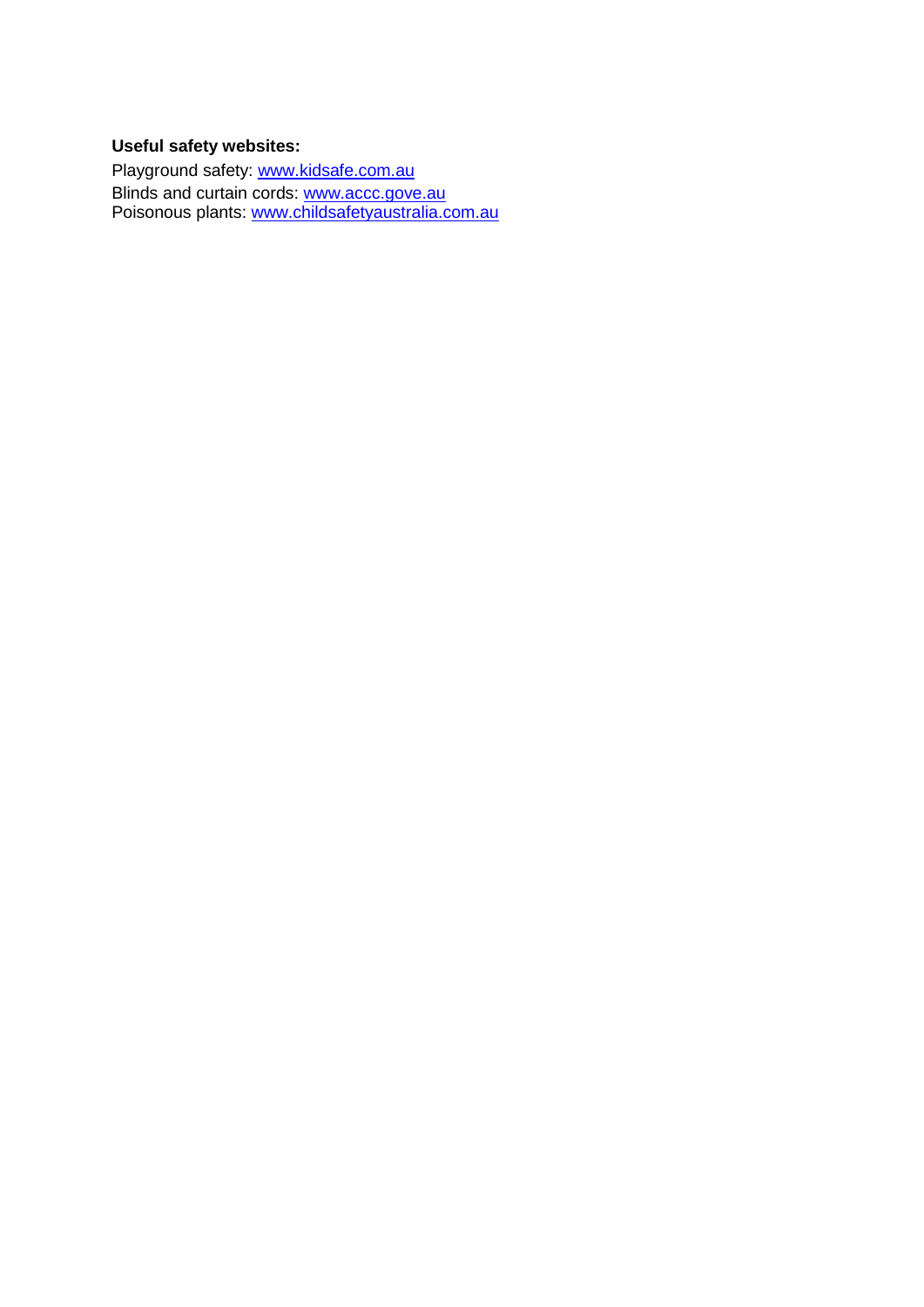**Useful safety websites:**

Playground safety: www.kidsafe.com.au
Blinds and curtain cords: www.accc.gove.au
Poisonous plants: www.childsafetyaustralia.com.au